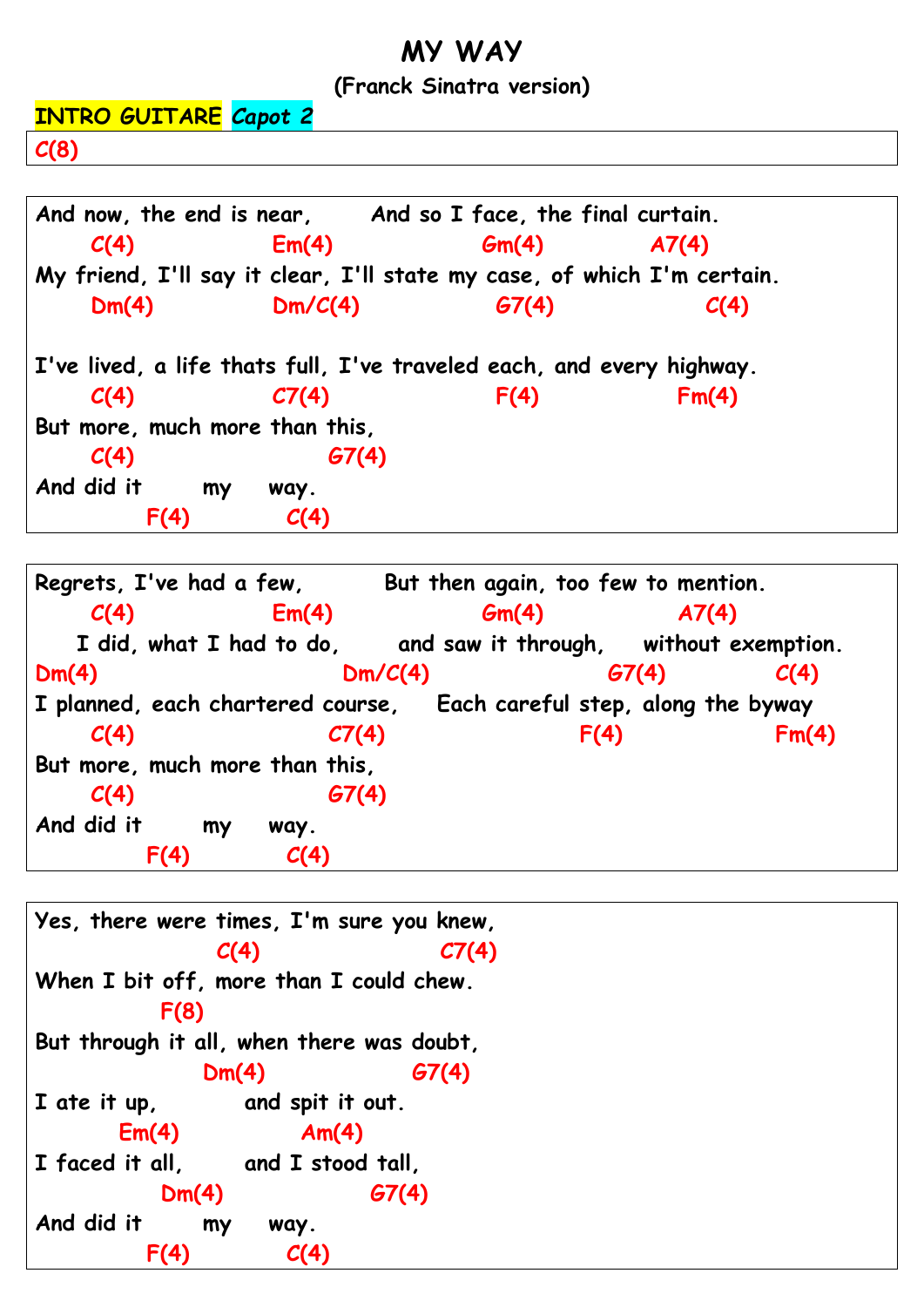# MY WAY

### (Franck Sinatra version)

**INTRO GUITARE** ***Capot 2***

C(8)

---

And now, the end is near, And so I face, the final curtain.
C(4) Em(4) Gm(4) A7(4)
My friend, I'll say it clear, I'll state my case, of which I'm certain.
Dm(4) Dm/C(4) G7(4) C(4)

I've lived, a life thats full, I've traveled each, and every highway.
C(4) C7(4) F(4) Fm(4)
But more, much more than this,
C(4) G7(4)
And did it my way.
F(4) C(4)

---

Regrets, I've had a few, But then again, too few to mention.
C(4) Em(4) Gm(4) A7(4)
I did, what I had to do, and saw it through, without exemption.
Dm(4) Dm/C(4) G7(4) C(4)
I planned, each chartered course, Each careful step, along the byway
C(4) C7(4) F(4) Fm(4)
But more, much more than this,
C(4) G7(4)
And did it my way.
F(4) C(4)

---

Yes, there were times, I'm sure you knew,
C(4) C7(4)
When I bit off, more than I could chew.
F(8)
But through it all, when there was doubt,
Dm(4) G7(4)
I ate it up, and spit it out.
Em(4) Am(4)
I faced it all, and I stood tall,
Dm(4) G7(4)
And did it my way.
F(4) C(4)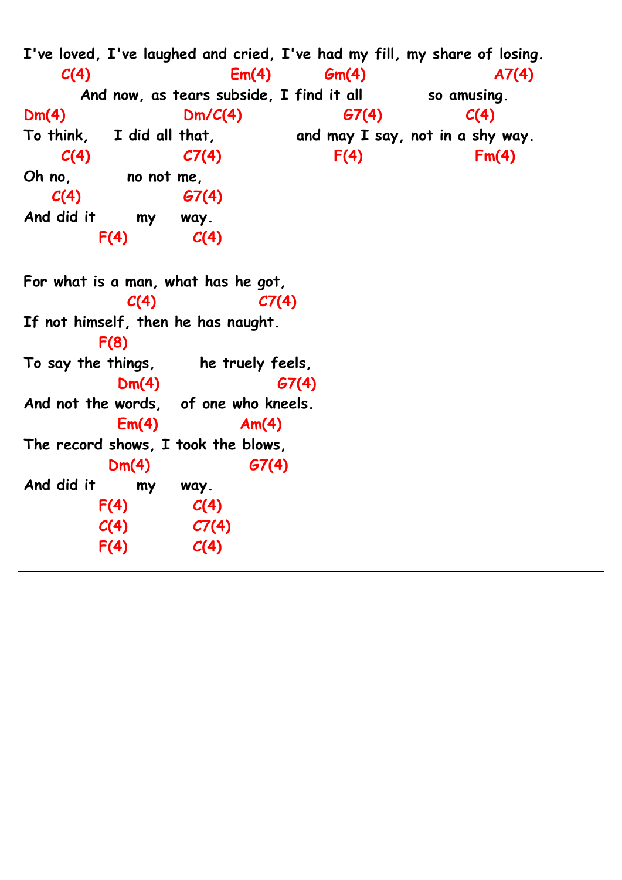```
I've loved, I've laughed and cried, I've had my fill, my share of losing.
     C(4)                   Em(4)        Gm(4)                   A7(4)
        And now, as tears subside, I find it all          so amusing.
Dm(4)                 Dm/C(4)                   G7(4)            C(4)
To think,    I did all that,             and may I say, not in a shy way.
     C(4)             C7(4)                  F(4)                 Fm(4)
Oh no,         no not me,
    C(4)              G7(4)
And did it       my    way.
          F(4)         C(4)
```

```
For what is a man, what has he got,
             C(4)               C7(4)
If not himself, then he has naught.
          F(8)
To say the things,       he truely feels,
            Dm(4)                 G7(4)
And not the words,   of one who kneels.
            Em(4)            Am(4)
The record shows, I took the blows,
           Dm(4)              G7(4)
And did it       my    way.
          F(4)         C(4)
          C(4)         C7(4)
          F(4)         C(4)
```